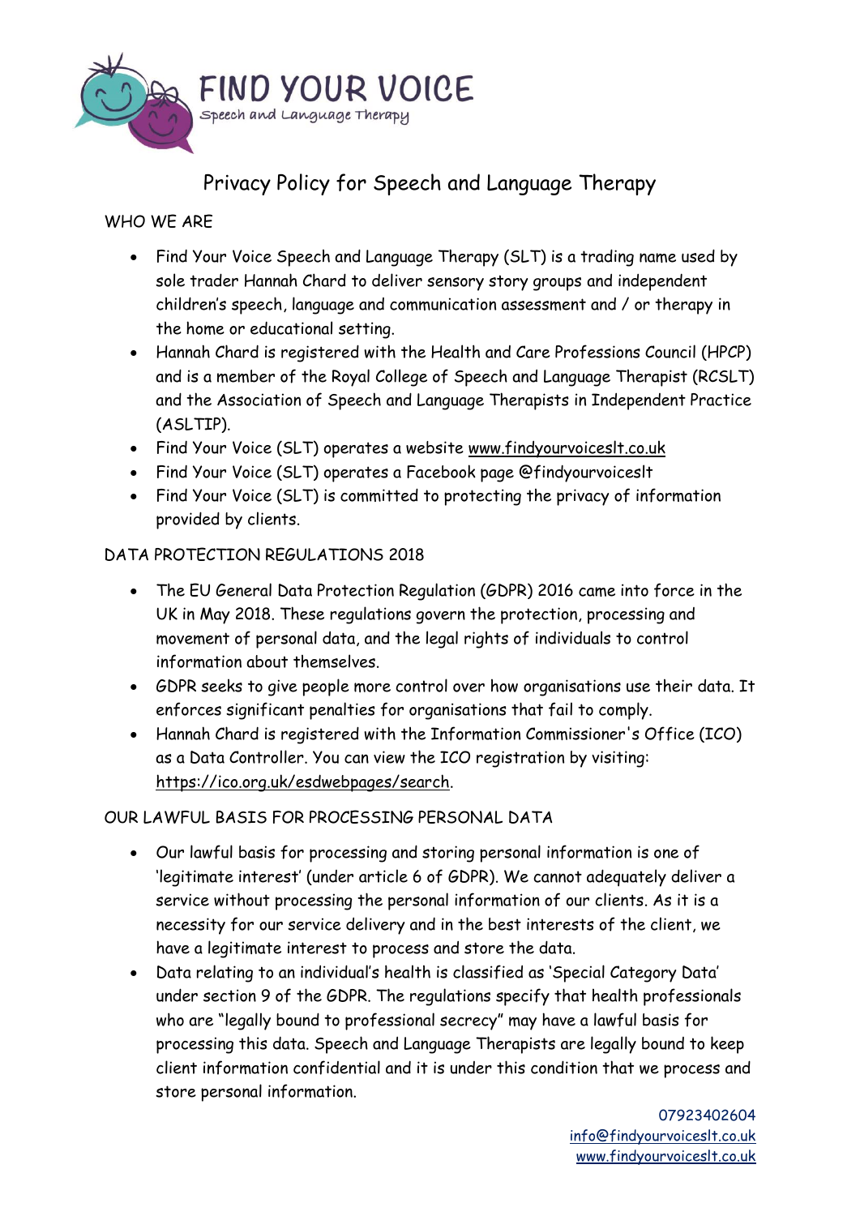# FIND YOUR VOICE

Speech and Language Therapy

## Privacy Policy for Speech and Language Therapy

### WHO WE ARE

- Find Your Voice Speech and Language Therapy (SLT) is a trading name used by sole trader Hannah Chard to deliver sensory story groups and independent children's speech, language and communication assessment and / or therapy in the home or educational setting.
- Hannah Chard is registered with the Health and Care Professions Council (HPCP) and is a member of the Royal College of Speech and Language Therapist (RCSLT) and the Association of Speech and Language Therapists in Independent Practice (ASLTIP).
- Find Your Voice (SLT) operates a website www.findyourvoiceslt.co.uk
- Find Your Voice (SLT) operates a Facebook page @findyourvoiceslt
- Find Your Voice (SLT) is committed to protecting the privacy of information provided by clients.

### DATA PROTECTION REGULATIONS 2018

- The EU General Data Protection Regulation (GDPR) 2016 came into force in the UK in May 2018. These regulations govern the protection, processing and movement of personal data, and the legal rights of individuals to control information about themselves.
- GDPR seeks to give people more control over how organisations use their data. It enforces significant penalties for organisations that fail to comply.
- Hannah Chard is registered with the Information Commissioner's Office (ICO) as a Data Controller. You can view the ICO registration by visiting: https://ico.org.uk/esdwebpages/search.

### OUR LAWFUL BASIS FOR PROCESSING PERSONAL DATA

- Our lawful basis for processing and storing personal information is one of 'legitimate interest' (under article 6 of GDPR). We cannot adequately deliver a service without processing the personal information of our clients. As it is a necessity for our service delivery and in the best interests of the client, we have a legitimate interest to process and store the data.
- Data relating to an individual's health is classified as 'Special Category Data' under section 9 of the GDPR. The regulations specify that health professionals who are "legally bound to professional secrecy" may have a lawful basis for processing this data. Speech and Language Therapists are legally bound to keep client information confidential and it is under this condition that we process and store personal information.

07923402604
info@findyourvoiceslt.co.uk
www.findyourvoiceslt.co.uk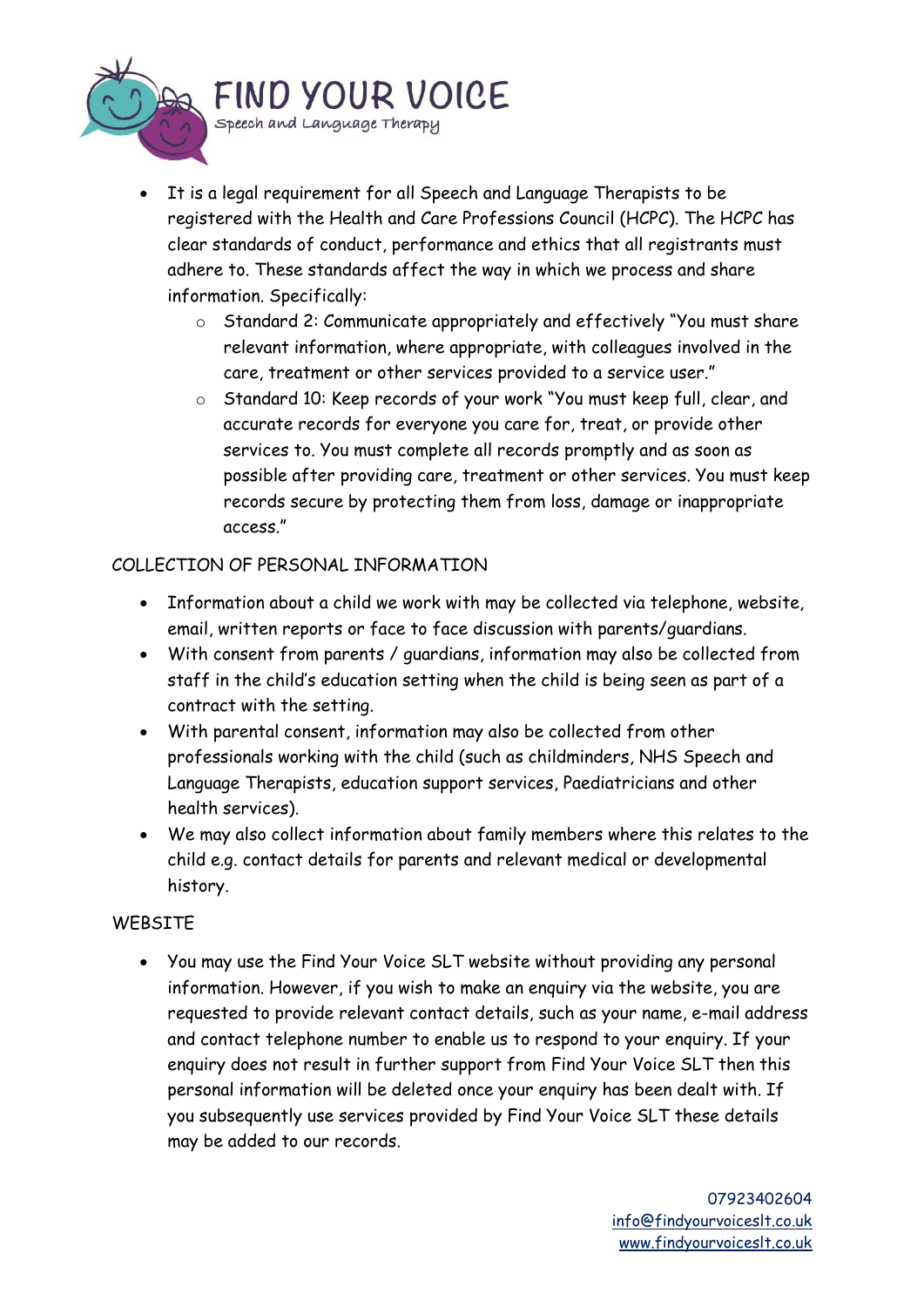- It is a legal requirement for all Speech and Language Therapists to be registered with the Health and Care Professions Council (HCPC). The HCPC has clear standards of conduct, performance and ethics that all registrants must adhere to. These standards affect the way in which we process and share information. Specifically:
    - Standard 2: Communicate appropriately and effectively "You must share relevant information, where appropriate, with colleagues involved in the care, treatment or other services provided to a service user."
    - Standard 10: Keep records of your work "You must keep full, clear, and accurate records for everyone you care for, treat, or provide other services to. You must complete all records promptly and as soon as possible after providing care, treatment or other services. You must keep records secure by protecting them from loss, damage or inappropriate access."

## COLLECTION OF PERSONAL INFORMATION

- Information about a child we work with may be collected via telephone, website, email, written reports or face to face discussion with parents/guardians.
- With consent from parents / guardians, information may also be collected from staff in the child's education setting when the child is being seen as part of a contract with the setting.
- With parental consent, information may also be collected from other professionals working with the child (such as childminders, NHS Speech and Language Therapists, education support services, Paediatricians and other health services).
- We may also collect information about family members where this relates to the child e.g. contact details for parents and relevant medical or developmental history.

## WEBSITE

- You may use the Find Your Voice SLT website without providing any personal information. However, if you wish to make an enquiry via the website, you are requested to provide relevant contact details, such as your name, e-mail address and contact telephone number to enable us to respond to your enquiry. If your enquiry does not result in further support from Find Your Voice SLT then this personal information will be deleted once your enquiry has been dealt with. If you subsequently use services provided by Find Your Voice SLT these details may be added to our records.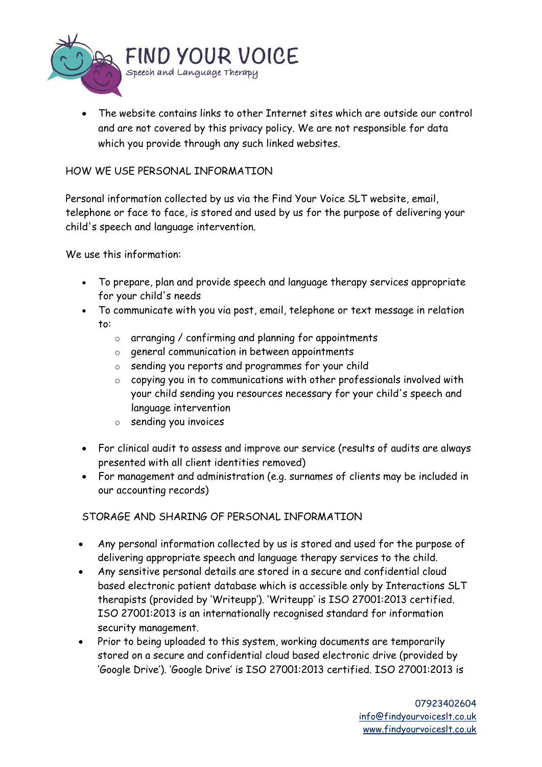- The website contains links to other Internet sites which are outside our control and are not covered by this privacy policy. We are not responsible for data which you provide through any such linked websites.

HOW WE USE PERSONAL INFORMATION

Personal information collected by us via the Find Your Voice SLT website, email, telephone or face to face, is stored and used by us for the purpose of delivering your child's speech and language intervention.

We use this information:

- To prepare, plan and provide speech and language therapy services appropriate for your child's needs
- To communicate with you via post, email, telephone or text message in relation to:
    - arranging / confirming and planning for appointments
    - general communication in between appointments
    - sending you reports and programmes for your child
    - copying you in to communications with other professionals involved with your child sending you resources necessary for your child's speech and language intervention
    - sending you invoices
- For clinical audit to assess and improve our service (results of audits are always presented with all client identities removed)
- For management and administration (e.g. surnames of clients may be included in our accounting records)

STORAGE AND SHARING OF PERSONAL INFORMATION

- Any personal information collected by us is stored and used for the purpose of delivering appropriate speech and language therapy services to the child.
- Any sensitive personal details are stored in a secure and confidential cloud based electronic patient database which is accessible only by Interactions SLT therapists (provided by 'Writeupp'). 'Writeupp' is ISO 27001:2013 certified. ISO 27001:2013 is an internationally recognised standard for information security management.
- Prior to being uploaded to this system, working documents are temporarily stored on a secure and confidential cloud based electronic drive (provided by 'Google Drive'). 'Google Drive' is ISO 27001:2013 certified. ISO 27001:2013 is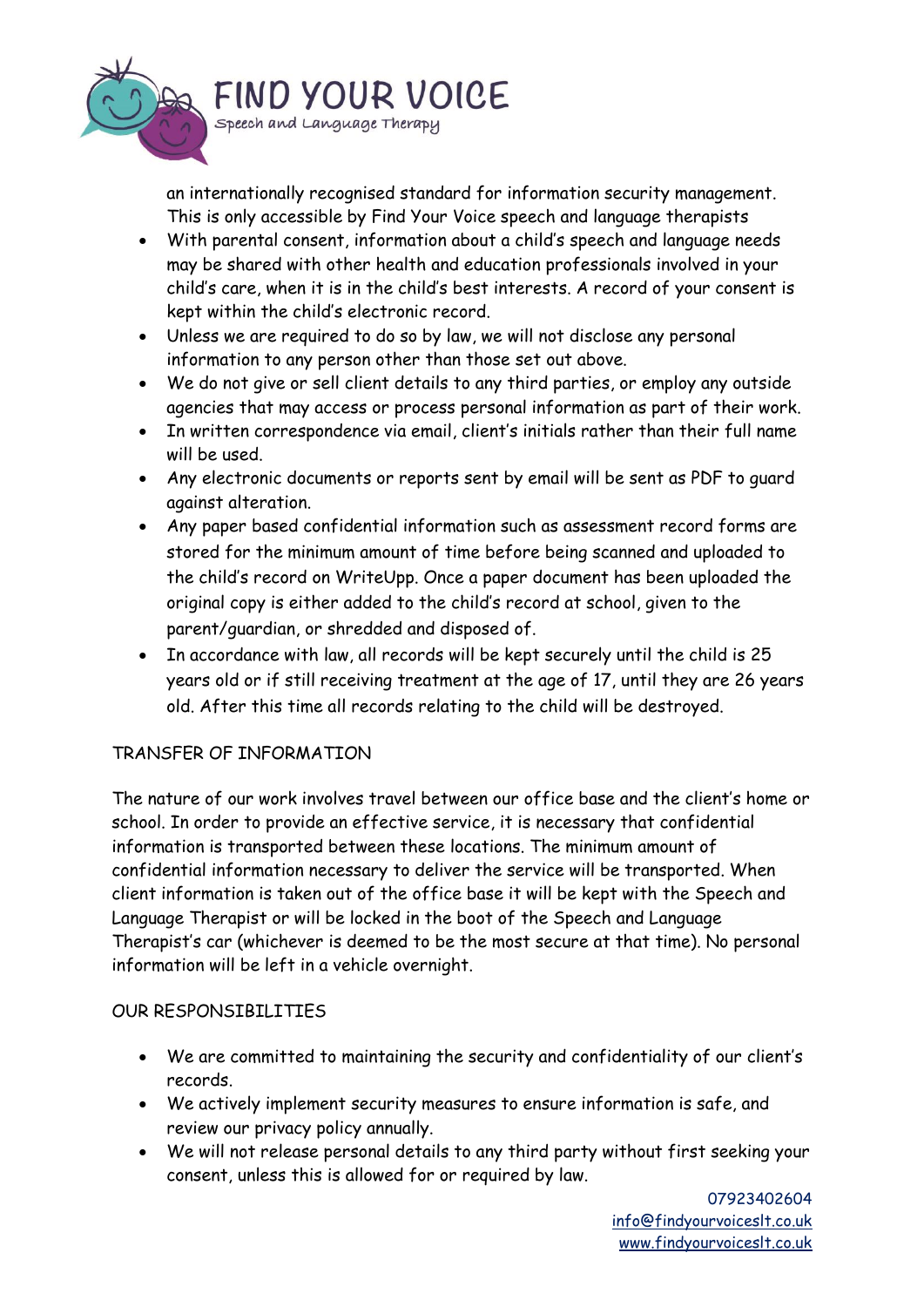an internationally recognised standard for information security management. This is only accessible by Find Your Voice speech and language therapists

- With parental consent, information about a child's speech and language needs may be shared with other health and education professionals involved in your child's care, when it is in the child's best interests. A record of your consent is kept within the child's electronic record.
- Unless we are required to do so by law, we will not disclose any personal information to any person other than those set out above.
- We do not give or sell client details to any third parties, or employ any outside agencies that may access or process personal information as part of their work.
- In written correspondence via email, client's initials rather than their full name will be used.
- Any electronic documents or reports sent by email will be sent as PDF to guard against alteration.
- Any paper based confidential information such as assessment record forms are stored for the minimum amount of time before being scanned and uploaded to the child's record on WriteUpp. Once a paper document has been uploaded the original copy is either added to the child's record at school, given to the parent/guardian, or shredded and disposed of.
- In accordance with law, all records will be kept securely until the child is 25 years old or if still receiving treatment at the age of 17, until they are 26 years old. After this time all records relating to the child will be destroyed.

## TRANSFER OF INFORMATION

The nature of our work involves travel between our office base and the client's home or school. In order to provide an effective service, it is necessary that confidential information is transported between these locations. The minimum amount of confidential information necessary to deliver the service will be transported. When client information is taken out of the office base it will be kept with the Speech and Language Therapist or will be locked in the boot of the Speech and Language Therapist's car (whichever is deemed to be the most secure at that time). No personal information will be left in a vehicle overnight.

## OUR RESPONSIBILITIES

- We are committed to maintaining the security and confidentiality of our client's records.
- We actively implement security measures to ensure information is safe, and review our privacy policy annually.
- We will not release personal details to any third party without first seeking your consent, unless this is allowed for or required by law.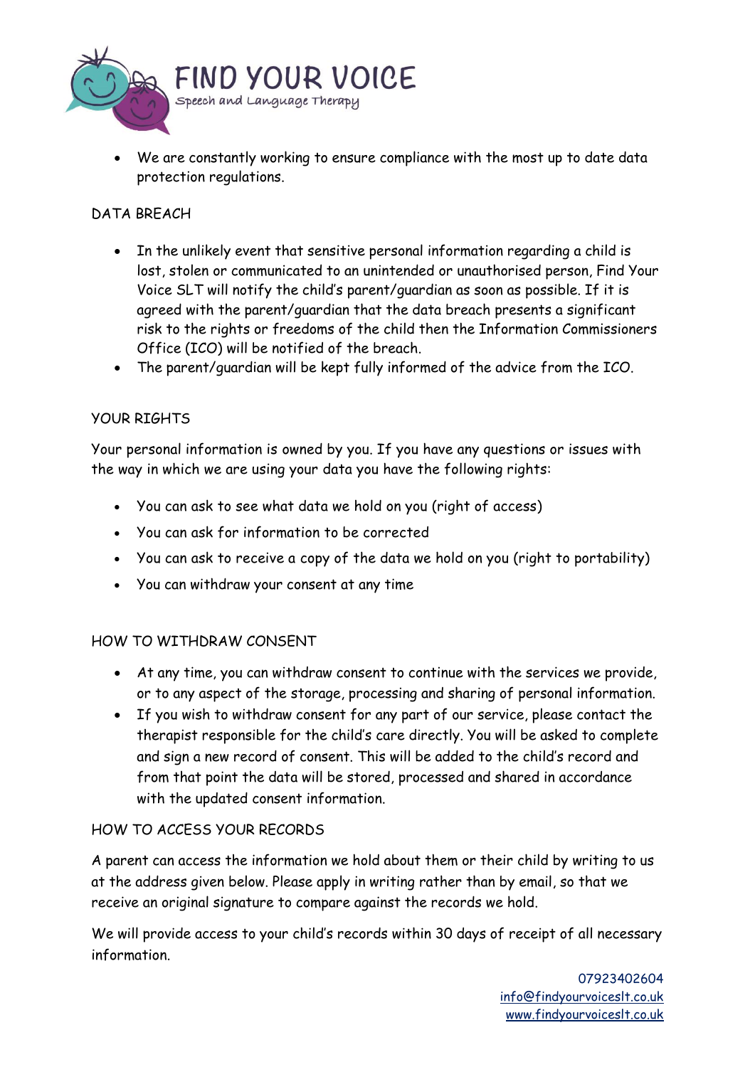- We are constantly working to ensure compliance with the most up to date data protection regulations.

DATA BREACH

- In the unlikely event that sensitive personal information regarding a child is lost, stolen or communicated to an unintended or unauthorised person, Find Your Voice SLT will notify the child's parent/guardian as soon as possible. If it is agreed with the parent/guardian that the data breach presents a significant risk to the rights or freedoms of the child then the Information Commissioners Office (ICO) will be notified of the breach.
- The parent/guardian will be kept fully informed of the advice from the ICO.

YOUR RIGHTS

Your personal information is owned by you. If you have any questions or issues with the way in which we are using your data you have the following rights:

- You can ask to see what data we hold on you (right of access)
- You can ask for information to be corrected
- You can ask to receive a copy of the data we hold on you (right to portability)
- You can withdraw your consent at any time

HOW TO WITHDRAW CONSENT

- At any time, you can withdraw consent to continue with the services we provide, or to any aspect of the storage, processing and sharing of personal information.
- If you wish to withdraw consent for any part of our service, please contact the therapist responsible for the child's care directly. You will be asked to complete and sign a new record of consent. This will be added to the child's record and from that point the data will be stored, processed and shared in accordance with the updated consent information.

HOW TO ACCESS YOUR RECORDS

A parent can access the information we hold about them or their child by writing to us at the address given below. Please apply in writing rather than by email, so that we receive an original signature to compare against the records we hold.

We will provide access to your child's records within 30 days of receipt of all necessary information.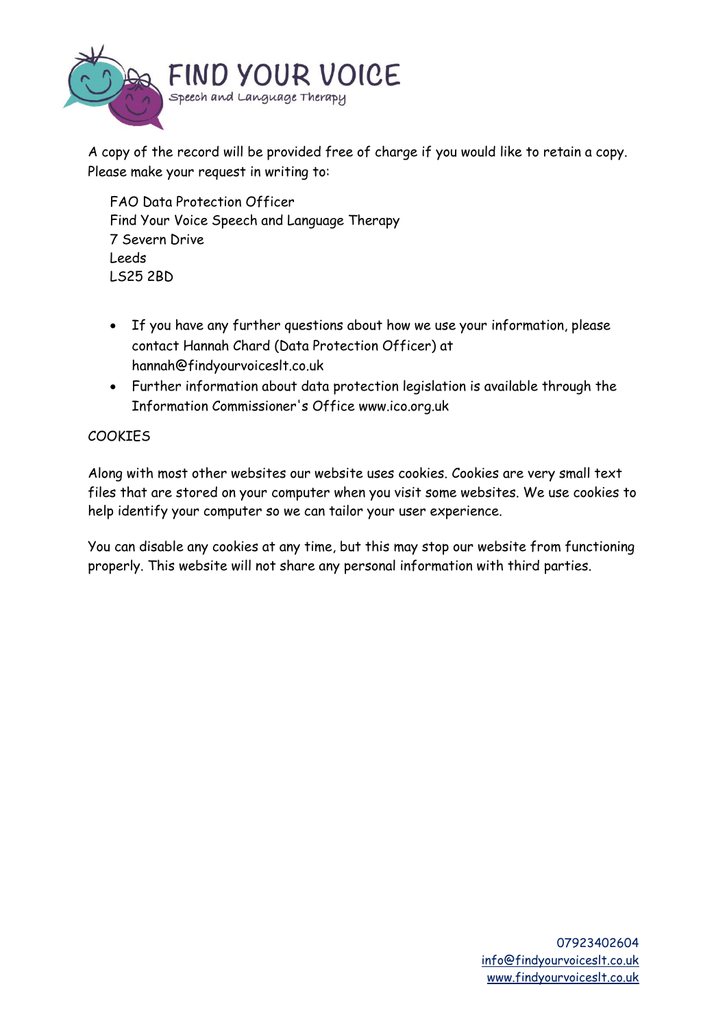A copy of the record will be provided free of charge if you would like to retain a copy. Please make your request in writing to:

FAO Data Protection Officer
Find Your Voice Speech and Language Therapy
7 Severn Drive
Leeds
LS25 2BD

- If you have any further questions about how we use your information, please contact Hannah Chard (Data Protection Officer) at hannah@findyourvoiceslt.co.uk
- Further information about data protection legislation is available through the Information Commissioner's Office www.ico.org.uk

COOKIES

Along with most other websites our website uses cookies. Cookies are very small text files that are stored on your computer when you visit some websites. We use cookies to help identify your computer so we can tailor your user experience.

You can disable any cookies at any time, but this may stop our website from functioning properly. This website will not share any personal information with third parties.